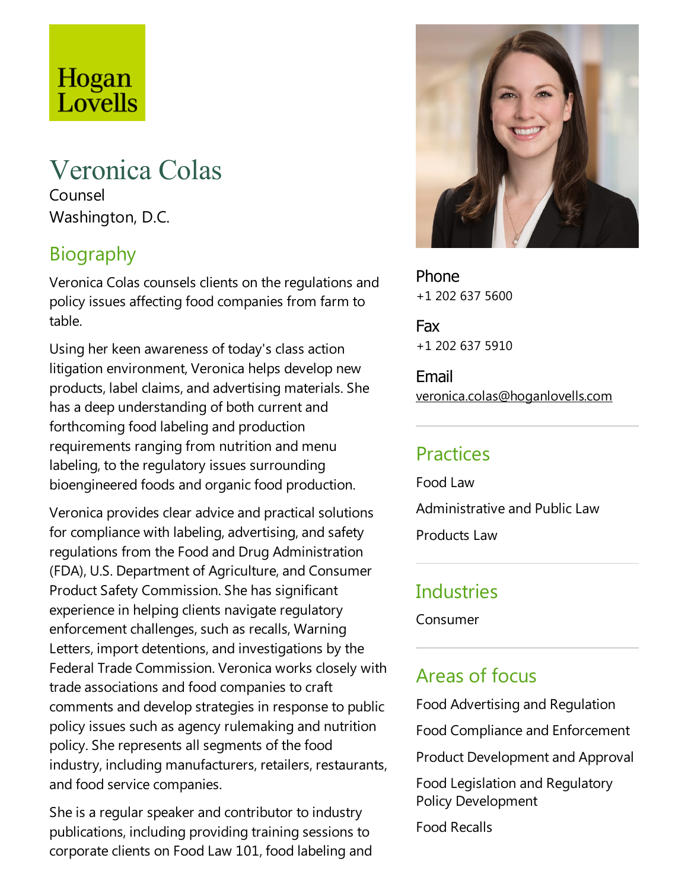Hogan Lovells

# Veronica Colas

Counsel

Washington, D.C.

## Biography

Veronica Colas counsels clients on the regulations and policy issues affecting food companies from farm to table.

Using her keen awareness of today's class action litigation environment, Veronica helps develop new products, label claims, and advertising materials. She has a deep understanding of both current and forthcoming food labeling and production requirements ranging from nutrition and menu labeling, to the regulatory issues surrounding bioengineered foods and organic food production.

Veronica provides clear advice and practical solutions for compliance with labeling, advertising, and safety regulations from the Food and Drug Administration (FDA), U.S. Department of Agriculture, and Consumer Product Safety Commission. She has significant experience in helping clients navigate regulatory enforcement challenges, such as recalls, Warning Letters, import detentions, and investigations by the Federal Trade Commission. Veronica works closely with trade associations and food companies to craft comments and develop strategies in response to public policy issues such as agency rulemaking and nutrition policy. She represents all segments of the food industry, including manufacturers, retailers, restaurants, and food service companies.

She is a regular speaker and contributor to industry publications, including providing training sessions to corporate clients on Food Law 101, food labeling and

Phone

+1 202 637 5600

Fax

+1 202 637 5910

Email

veronica.colas@hoganlovells.com

## Practices

Food Law

Administrative and Public Law

Products Law

## Industries

Consumer

## Areas of focus

Food Advertising and Regulation

Food Compliance and Enforcement

Product Development and Approval

Food Legislation and Regulatory Policy Development

Food Recalls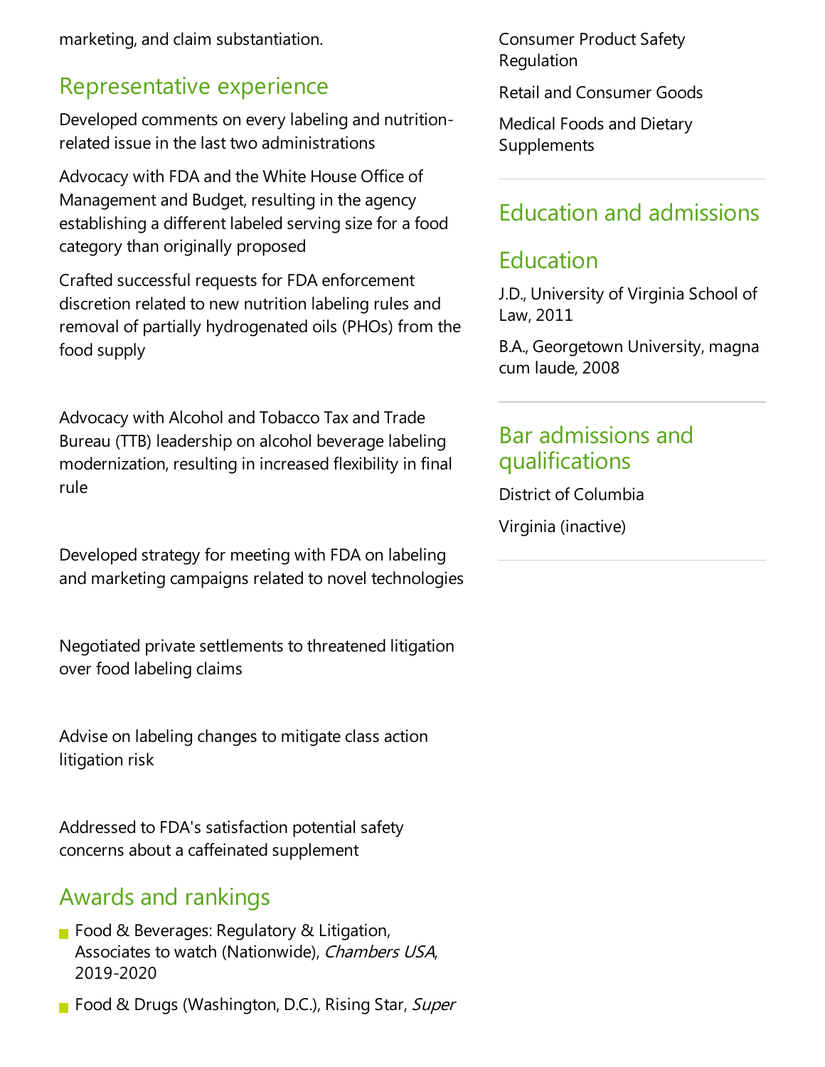marketing, and claim substantiation.

## Representative experience

Developed comments on every labeling and nutrition-related issue in the last two administrations

Advocacy with FDA and the White House Office of Management and Budget, resulting in the agency establishing a different labeled serving size for a food category than originally proposed

Crafted successful requests for FDA enforcement discretion related to new nutrition labeling rules and removal of partially hydrogenated oils (PHOs) from the food supply

Advocacy with Alcohol and Tobacco Tax and Trade Bureau (TTB) leadership on alcohol beverage labeling modernization, resulting in increased flexibility in final rule

Developed strategy for meeting with FDA on labeling and marketing campaigns related to novel technologies

Negotiated private settlements to threatened litigation over food labeling claims

Advise on labeling changes to mitigate class action litigation risk

Addressed to FDA's satisfaction potential safety concerns about a caffeinated supplement

## Awards and rankings

- Food & Beverages: Regulatory & Litigation, Associates to watch (Nationwide), *Chambers USA*, 2019-2020
- Food & Drugs (Washington, D.C.), Rising Star, *Super*

Consumer Product Safety Regulation

Retail and Consumer Goods

Medical Foods and Dietary Supplements

## Education and admissions

## Education

J.D., University of Virginia School of Law, 2011

B.A., Georgetown University, magna cum laude, 2008

## Bar admissions and qualifications

District of Columbia

Virginia (inactive)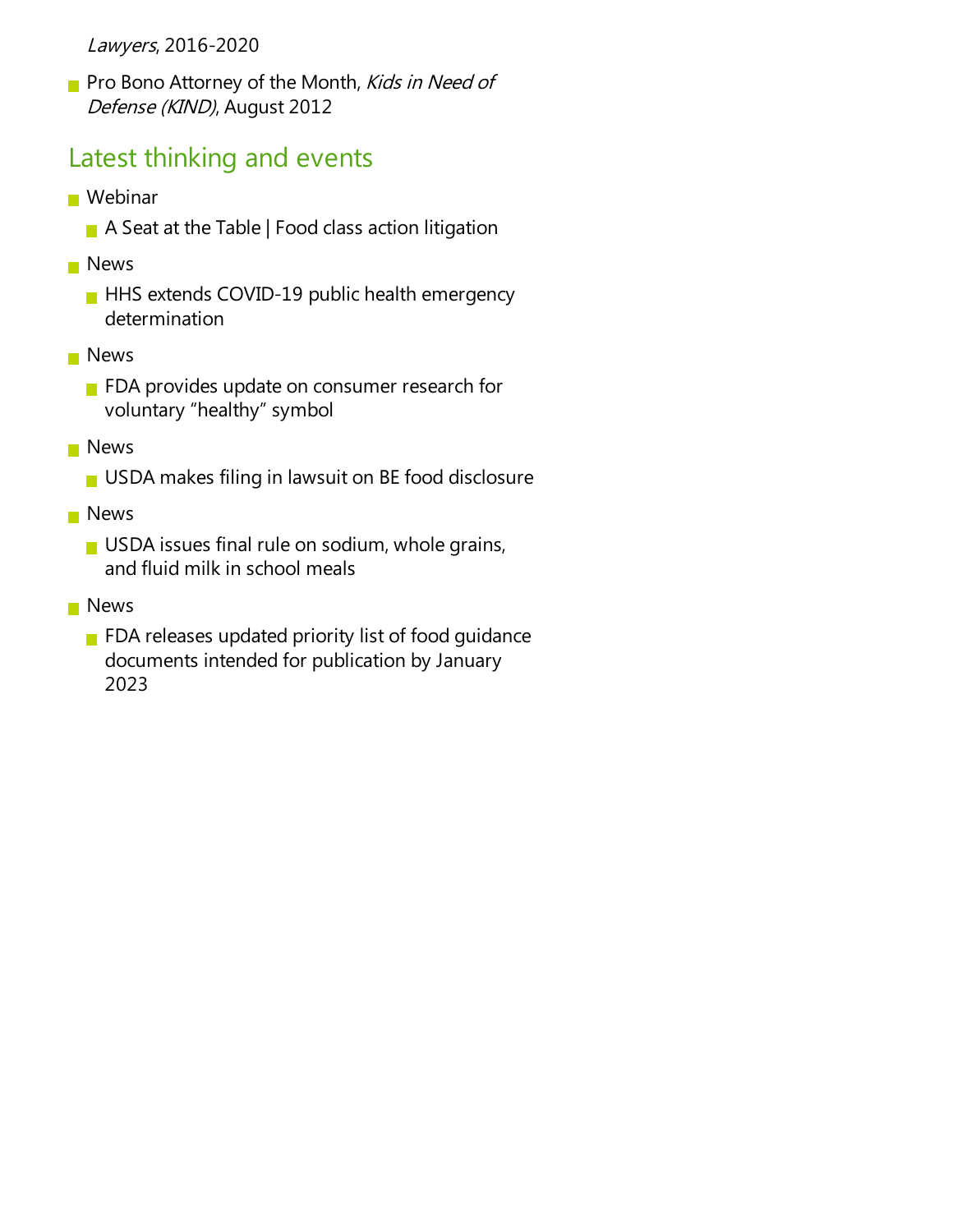*Lawyers*, 2016-2020

- Pro Bono Attorney of the Month, *Kids in Need of Defense (KIND)*, August 2012

## Latest thinking and events

- Webinar
  - A Seat at the Table | Food class action litigation
- News
  - HHS extends COVID-19 public health emergency determination
- News
  - FDA provides update on consumer research for voluntary "healthy" symbol
- News
  - USDA makes filing in lawsuit on BE food disclosure
- News
  - USDA issues final rule on sodium, whole grains, and fluid milk in school meals
- News
  - FDA releases updated priority list of food guidance documents intended for publication by January 2023